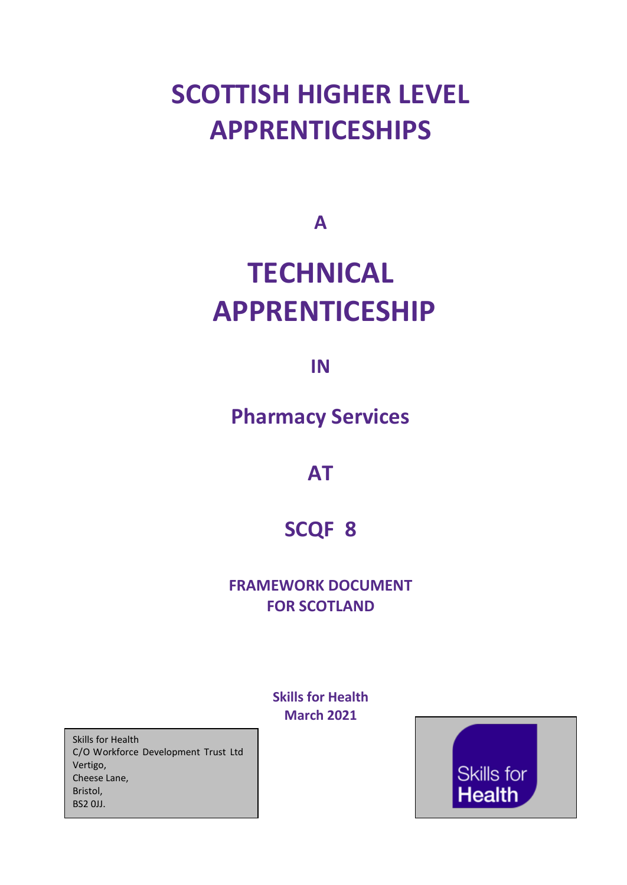# SCOTTISH HIGHER LEVEL APPRENTICESHIPS

**A**

# TECHNICAL APPRENTICESHIP

**IN**

## Pharmacy Services

**AT**

## SCQF 8

**FRAMEWORK DOCUMENT FOR SCOTLAND**

**Skills for Health**
**March 2021**

Skills for Health
C/O Workforce Development Trust Ltd
Vertigo,
Cheese Lane,
Bristol,
BS2 0JJ.

Skills for Health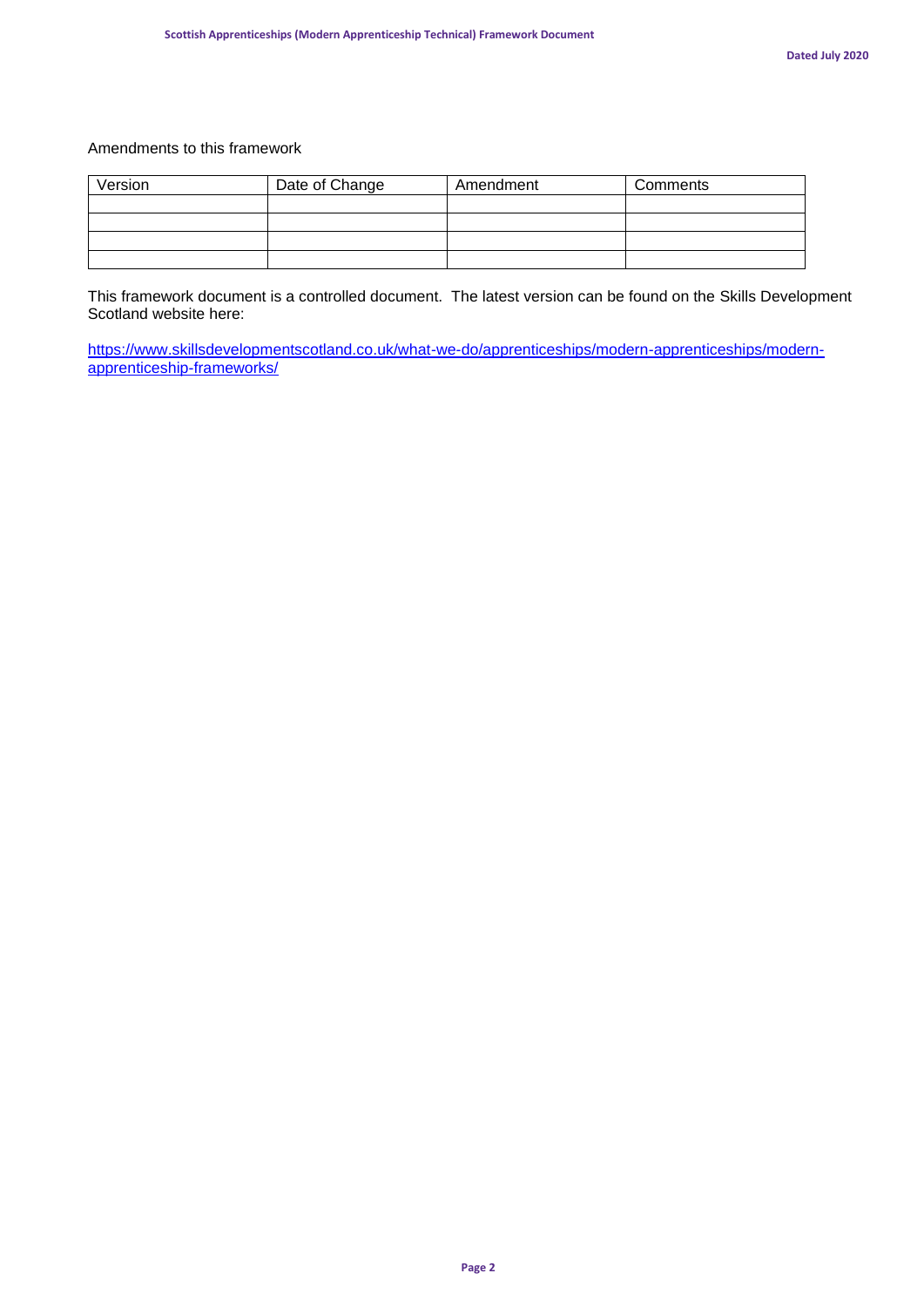Amendments to this framework

| Version | Date of Change | Amendment | Comments |
| --- | --- | --- | --- |
| | | | |
| | | | |
| | | | |
| | | | |

This framework document is a controlled document. The latest version can be found on the Skills Development Scotland website here:

https://www.skillsdevelopmentscotland.co.uk/what-we-do/apprenticeships/modern-apprenticeships/modern-apprenticeship-frameworks/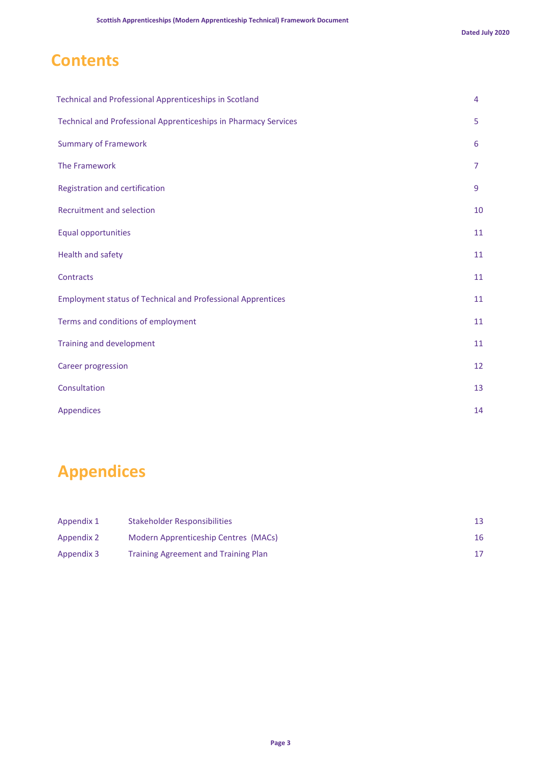# Contents

| | |
|---|---|
| Technical and Professional Apprenticeships in Scotland | 4 |
| Technical and Professional Apprenticeships in Pharmacy Services | 5 |
| Summary of Framework | 6 |
| The Framework | 7 |
| Registration and certification | 9 |
| Recruitment and selection | 10 |
| Equal opportunities | 11 |
| Health and safety | 11 |
| Contracts | 11 |
| Employment status of Technical and Professional Apprentices | 11 |
| Terms and conditions of employment | 11 |
| Training and development | 11 |
| Career progression | 12 |
| Consultation | 13 |
| Appendices | 14 |

# Appendices

| | | |
|---|---|---|
| Appendix 1 | Stakeholder Responsibilities | 13 |
| Appendix 2 | Modern Apprenticeship Centres (MACs) | 16 |
| Appendix 3 | Training Agreement and Training Plan | 17 |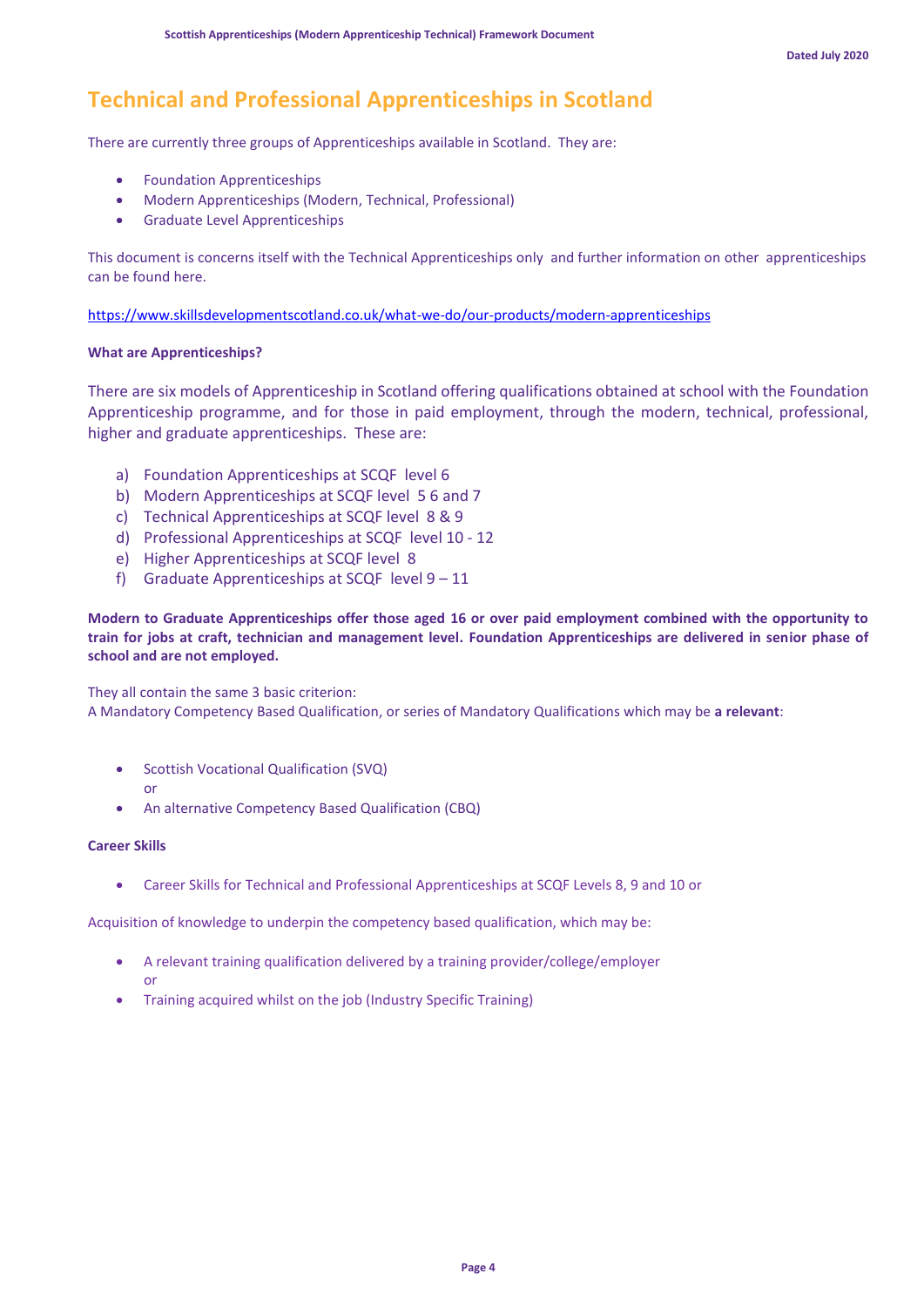# Technical and Professional Apprenticeships in Scotland

There are currently three groups of Apprenticeships available in Scotland. They are:

- Foundation Apprenticeships
- Modern Apprenticeships (Modern, Technical, Professional)
- Graduate Level Apprenticeships

This document is concerns itself with the Technical Apprenticeships only and further information on other apprenticeships can be found here.

https://www.skillsdevelopmentscotland.co.uk/what-we-do/our-products/modern-apprenticeships

**What are Apprenticeships?**

There are six models of Apprenticeship in Scotland offering qualifications obtained at school with the Foundation Apprenticeship programme, and for those in paid employment, through the modern, technical, professional, higher and graduate apprenticeships. These are:

a) Foundation Apprenticeships at SCQF level 6
b) Modern Apprenticeships at SCQF level 5 6 and 7
c) Technical Apprenticeships at SCQF level 8 & 9
d) Professional Apprenticeships at SCQF level 10 - 12
e) Higher Apprenticeships at SCQF level 8
f) Graduate Apprenticeships at SCQF level 9 – 11

**Modern to Graduate Apprenticeships offer those aged 16 or over paid employment combined with the opportunity to train for jobs at craft, technician and management level. Foundation Apprenticeships are delivered in senior phase of school and are not employed.**

They all contain the same 3 basic criterion:
A Mandatory Competency Based Qualification, or series of Mandatory Qualifications which may be **a relevant**:

- Scottish Vocational Qualification (SVQ)
  or
- An alternative Competency Based Qualification (CBQ)

**Career Skills**

- Career Skills for Technical and Professional Apprenticeships at SCQF Levels 8, 9 and 10 or

Acquisition of knowledge to underpin the competency based qualification, which may be:

- A relevant training qualification delivered by a training provider/college/employer
  or
- Training acquired whilst on the job (Industry Specific Training)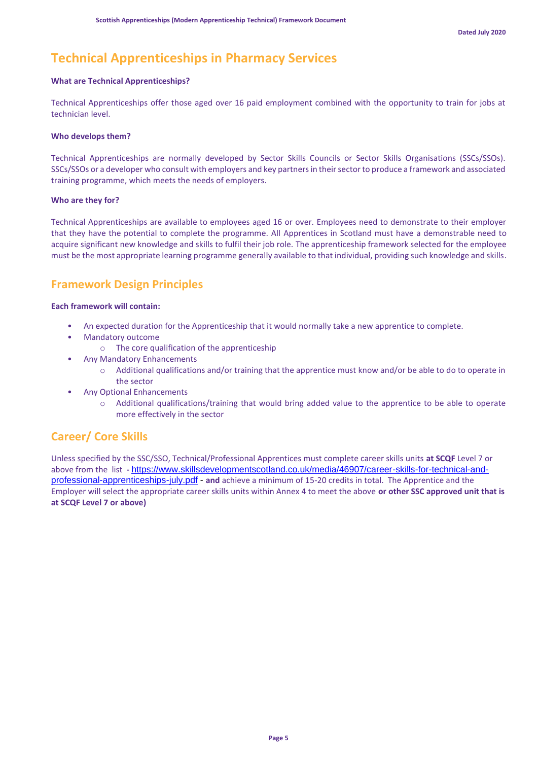# Technical Apprenticeships in Pharmacy Services

**What are Technical Apprenticeships?**

Technical Apprenticeships offer those aged over 16 paid employment combined with the opportunity to train for jobs at technician level.

**Who develops them?**

Technical Apprenticeships are normally developed by Sector Skills Councils or Sector Skills Organisations (SSCs/SSOs). SSCs/SSOs or a developer who consult with employers and key partners in their sector to produce a framework and associated training programme, which meets the needs of employers.

**Who are they for?**

Technical Apprenticeships are available to employees aged 16 or over. Employees need to demonstrate to their employer that they have the potential to complete the programme. All Apprentices in Scotland must have a demonstrable need to acquire significant new knowledge and skills to fulfil their job role. The apprenticeship framework selected for the employee must be the most appropriate learning programme generally available to that individual, providing such knowledge and skills.

## Framework Design Principles

**Each framework will contain:**

- An expected duration for the Apprenticeship that it would normally take a new apprentice to complete.
- Mandatory outcome
  - The core qualification of the apprenticeship
- Any Mandatory Enhancements
  - Additional qualifications and/or training that the apprentice must know and/or be able to do to operate in the sector
- Any Optional Enhancements
  - Additional qualifications/training that would bring added value to the apprentice to be able to operate more effectively in the sector

## Career/ Core Skills

Unless specified by the SSC/SSO, Technical/Professional Apprentices must complete career skills units **at SCQF** Level 7 or above from the list - https://www.skillsdevelopmentscotland.co.uk/media/46907/career-skills-for-technical-and-professional-apprenticeships-july.pdf - **and** achieve a minimum of 15-20 credits in total. The Apprentice and the Employer will select the appropriate career skills units within Annex 4 to meet the above **or other SSC approved unit that is at SCQF Level 7 or above)**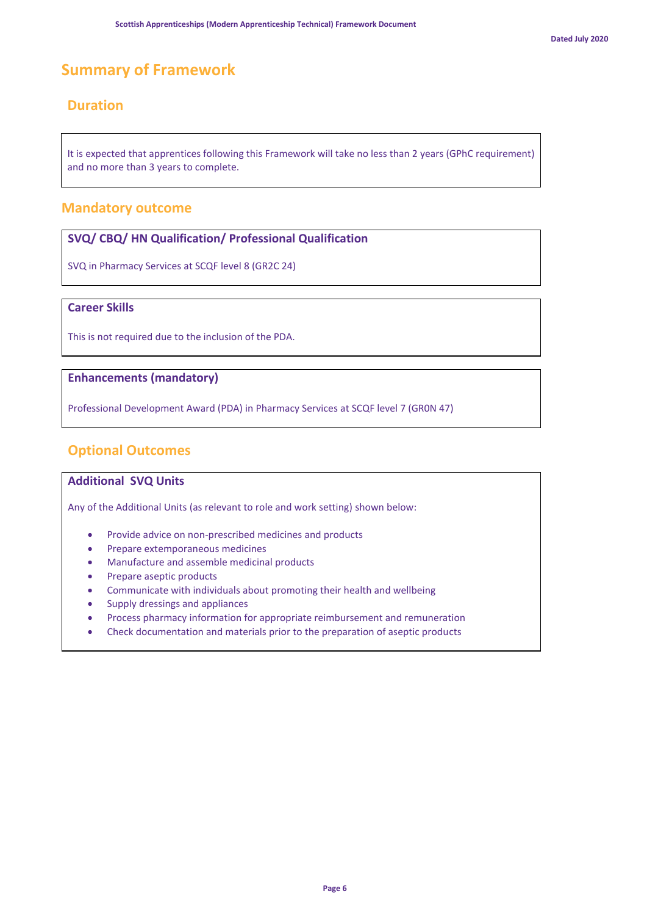# Summary of Framework

## Duration

It is expected that apprentices following this Framework will take no less than 2 years (GPhC requirement) and no more than 3 years to complete.

## Mandatory outcome

### SVQ/ CBQ/ HN Qualification/ Professional Qualification

SVQ in Pharmacy Services at SCQF level 8 (GR2C 24)

### Career Skills

This is not required due to the inclusion of the PDA.

### Enhancements (mandatory)

Professional Development Award (PDA) in Pharmacy Services at SCQF level 7 (GR0N 47)

## Optional Outcomes

### Additional SVQ Units

Any of the Additional Units (as relevant to role and work setting) shown below:

- Provide advice on non-prescribed medicines and products
- Prepare extemporaneous medicines
- Manufacture and assemble medicinal products
- Prepare aseptic products
- Communicate with individuals about promoting their health and wellbeing
- Supply dressings and appliances
- Process pharmacy information for appropriate reimbursement and remuneration
- Check documentation and materials prior to the preparation of aseptic products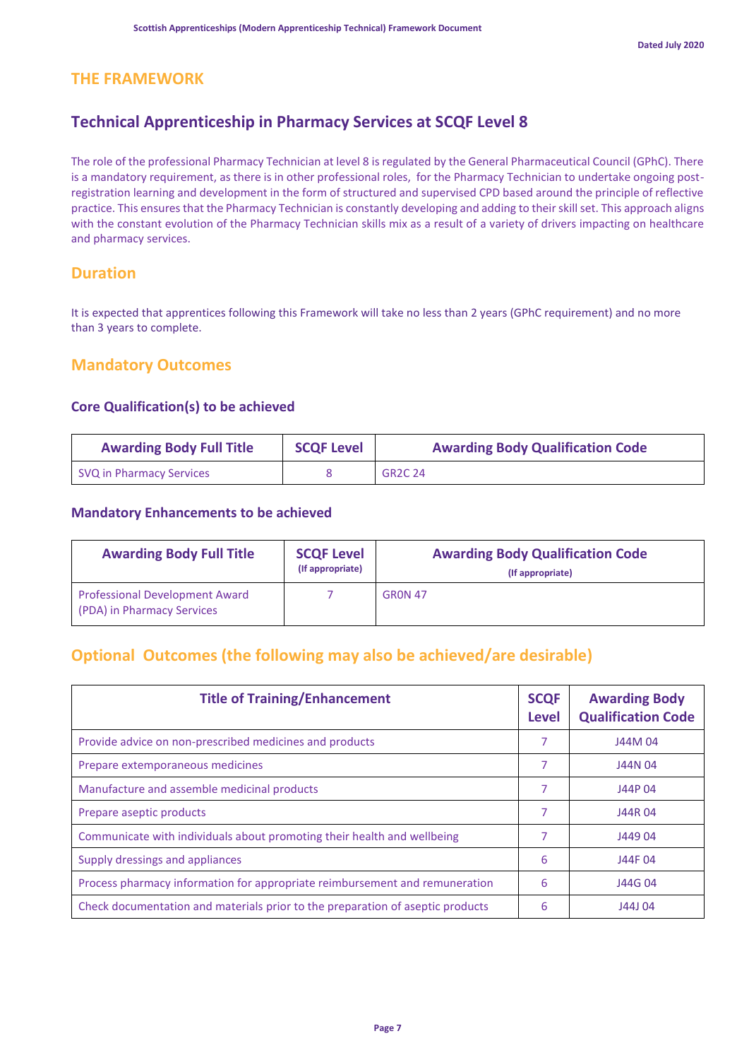# THE FRAMEWORK

## Technical Apprenticeship in Pharmacy Services at SCQF Level 8

The role of the professional Pharmacy Technician at level 8 is regulated by the General Pharmaceutical Council (GPhC). There is a mandatory requirement, as there is in other professional roles, for the Pharmacy Technician to undertake ongoing post-registration learning and development in the form of structured and supervised CPD based around the principle of reflective practice. This ensures that the Pharmacy Technician is constantly developing and adding to their skill set. This approach aligns with the constant evolution of the Pharmacy Technician skills mix as a result of a variety of drivers impacting on healthcare and pharmacy services.

## Duration

It is expected that apprentices following this Framework will take no less than 2 years (GPhC requirement) and no more than 3 years to complete.

## Mandatory Outcomes

### Core Qualification(s) to be achieved

| Awarding Body Full Title | SCQF Level | Awarding Body Qualification Code |
|---|---|---|
| SVQ in Pharmacy Services | 8 | GR2C 24 |

### Mandatory Enhancements to be achieved

| Awarding Body Full Title | SCQF Level (If appropriate) | Awarding Body Qualification Code (If appropriate) |
|---|---|---|
| Professional Development Award (PDA) in Pharmacy Services | 7 | GR0N 47 |

## Optional Outcomes (the following may also be achieved/are desirable)

| Title of Training/Enhancement | SCQF Level | Awarding Body Qualification Code |
|---|---|---|
| Provide advice on non-prescribed medicines and products | 7 | J44M 04 |
| Prepare extemporaneous medicines | 7 | J44N 04 |
| Manufacture and assemble medicinal products | 7 | J44P 04 |
| Prepare aseptic products | 7 | J44R 04 |
| Communicate with individuals about promoting their health and wellbeing | 7 | J449 04 |
| Supply dressings and appliances | 6 | J44F 04 |
| Process pharmacy information for appropriate reimbursement and remuneration | 6 | J44G 04 |
| Check documentation and materials prior to the preparation of aseptic products | 6 | J44J 04 |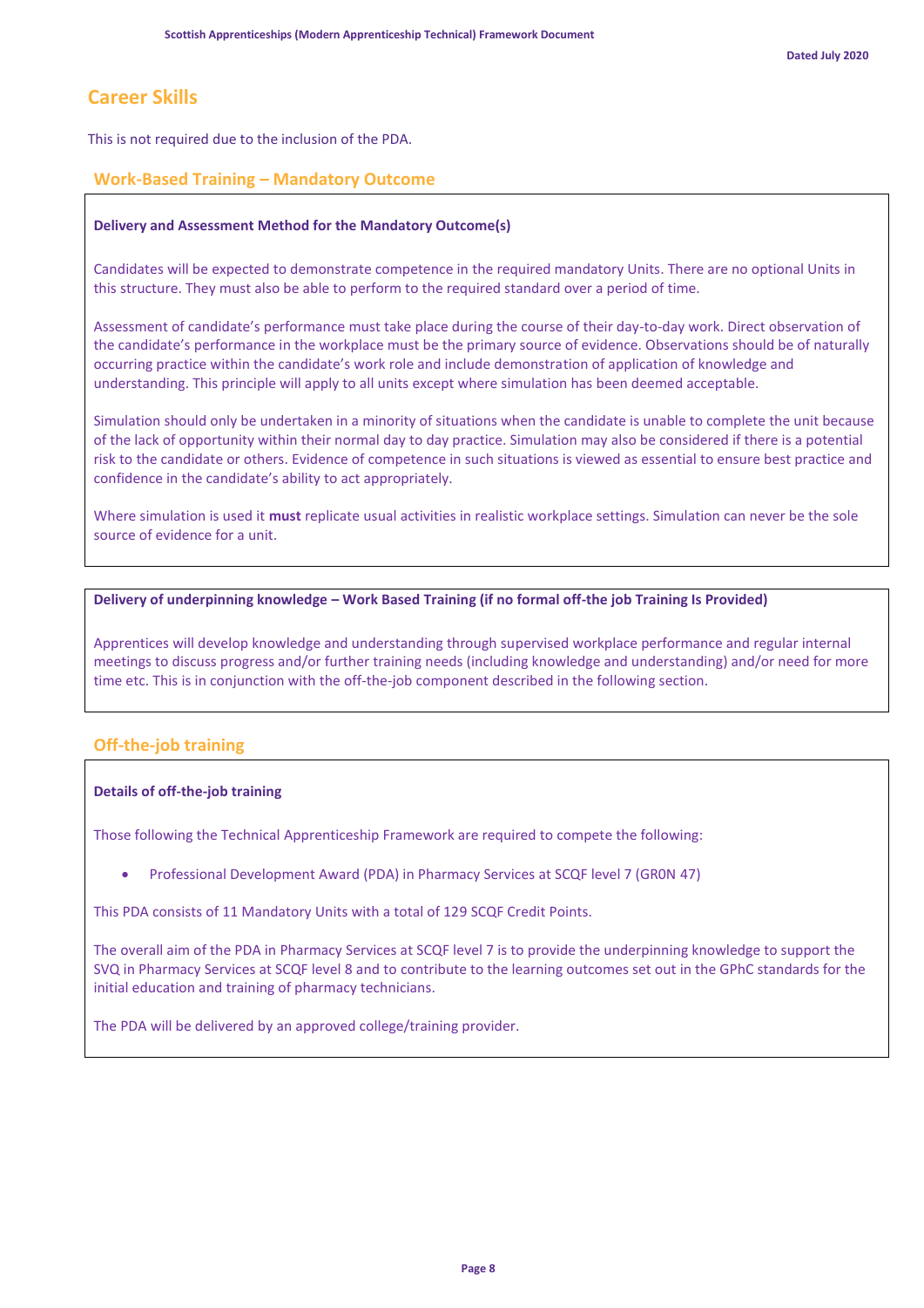## Career Skills

This is not required due to the inclusion of the PDA.

### Work-Based Training – Mandatory Outcome

**Delivery and Assessment Method for the Mandatory Outcome(s)**

Candidates will be expected to demonstrate competence in the required mandatory Units. There are no optional Units in this structure. They must also be able to perform to the required standard over a period of time.

Assessment of candidate's performance must take place during the course of their day-to-day work. Direct observation of the candidate's performance in the workplace must be the primary source of evidence. Observations should be of naturally occurring practice within the candidate's work role and include demonstration of application of knowledge and understanding. This principle will apply to all units except where simulation has been deemed acceptable.

Simulation should only be undertaken in a minority of situations when the candidate is unable to complete the unit because of the lack of opportunity within their normal day to day practice. Simulation may also be considered if there is a potential risk to the candidate or others. Evidence of competence in such situations is viewed as essential to ensure best practice and confidence in the candidate's ability to act appropriately.

Where simulation is used it **must** replicate usual activities in realistic workplace settings. Simulation can never be the sole source of evidence for a unit.

**Delivery of underpinning knowledge – Work Based Training (if no formal off-the job Training Is Provided)**

Apprentices will develop knowledge and understanding through supervised workplace performance and regular internal meetings to discuss progress and/or further training needs (including knowledge and understanding) and/or need for more time etc. This is in conjunction with the off-the-job component described in the following section.

### Off-the-job training

**Details of off-the-job training**

Those following the Technical Apprenticeship Framework are required to compete the following:

- Professional Development Award (PDA) in Pharmacy Services at SCQF level 7 (GR0N 47)

This PDA consists of 11 Mandatory Units with a total of 129 SCQF Credit Points.

The overall aim of the PDA in Pharmacy Services at SCQF level 7 is to provide the underpinning knowledge to support the SVQ in Pharmacy Services at SCQF level 8 and to contribute to the learning outcomes set out in the GPhC standards for the initial education and training of pharmacy technicians.

The PDA will be delivered by an approved college/training provider.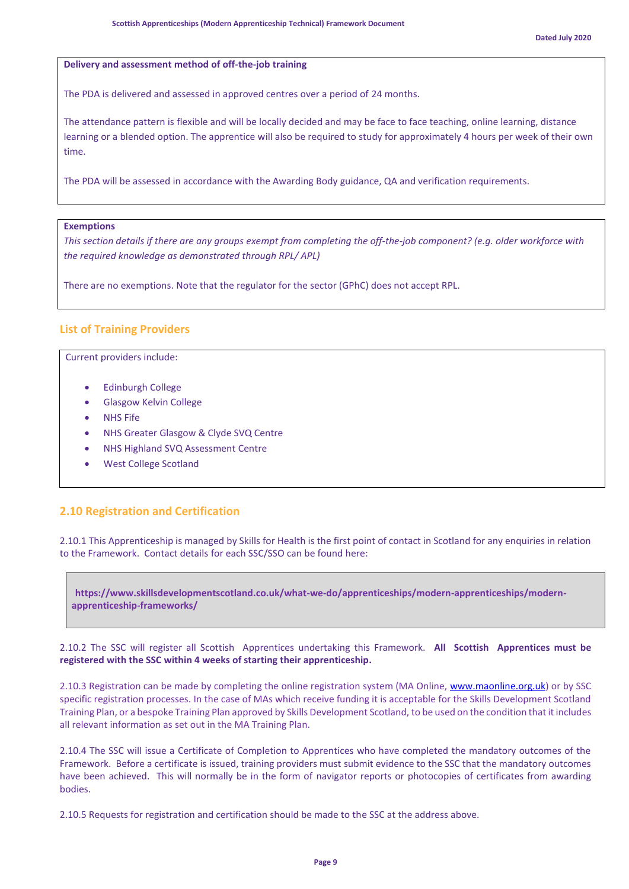**Delivery and assessment method of off-the-job training**

The PDA is delivered and assessed in approved centres over a period of 24 months.

The attendance pattern is flexible and will be locally decided and may be face to face teaching, online learning, distance learning or a blended option. The apprentice will also be required to study for approximately 4 hours per week of their own time.

The PDA will be assessed in accordance with the Awarding Body guidance, QA and verification requirements.

**Exemptions**

*This section details if there are any groups exempt from completing the off-the-job component? (e.g. older workforce with the required knowledge as demonstrated through RPL/ APL)*

There are no exemptions. Note that the regulator for the sector (GPhC) does not accept RPL.

## List of Training Providers

Current providers include:

- Edinburgh College
- Glasgow Kelvin College
- NHS Fife
- NHS Greater Glasgow & Clyde SVQ Centre
- NHS Highland SVQ Assessment Centre
- West College Scotland

## 2.10 Registration and Certification

2.10.1 This Apprenticeship is managed by Skills for Health is the first point of contact in Scotland for any enquiries in relation to the Framework. Contact details for each SSC/SSO can be found here:

**https://www.skillsdevelopmentscotland.co.uk/what-we-do/apprenticeships/modern-apprenticeships/modern-apprenticeship-frameworks/**

2.10.2 The SSC will register all Scottish Apprentices undertaking this Framework. **All Scottish Apprentices must be registered with the SSC within 4 weeks of starting their apprenticeship.**

2.10.3 Registration can be made by completing the online registration system (MA Online, www.maonline.org.uk) or by SSC specific registration processes. In the case of MAs which receive funding it is acceptable for the Skills Development Scotland Training Plan, or a bespoke Training Plan approved by Skills Development Scotland, to be used on the condition that it includes all relevant information as set out in the MA Training Plan.

2.10.4 The SSC will issue a Certificate of Completion to Apprentices who have completed the mandatory outcomes of the Framework. Before a certificate is issued, training providers must submit evidence to the SSC that the mandatory outcomes have been achieved. This will normally be in the form of navigator reports or photocopies of certificates from awarding bodies.

2.10.5 Requests for registration and certification should be made to the SSC at the address above.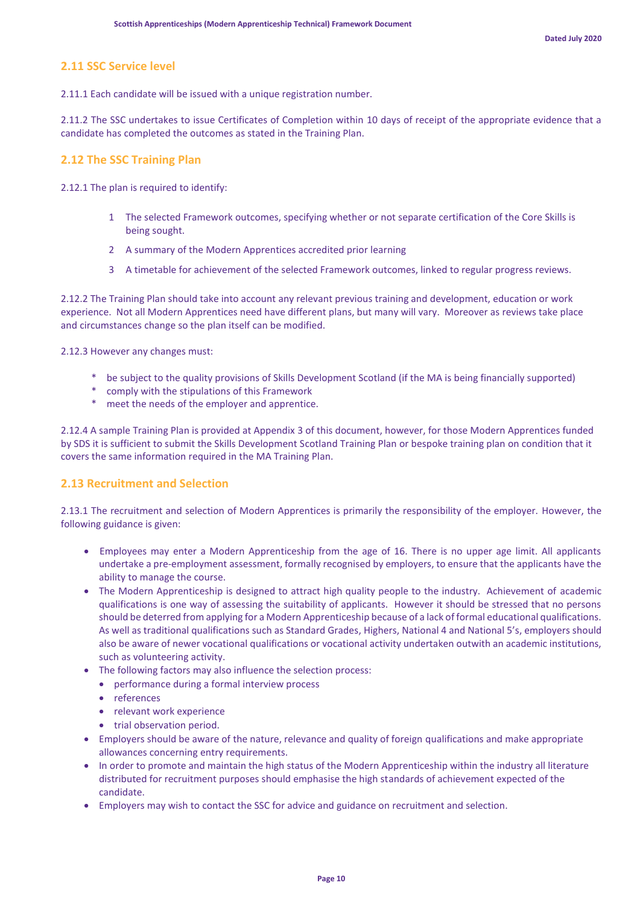## 2.11 SSC Service level

2.11.1 Each candidate will be issued with a unique registration number.

2.11.2 The SSC undertakes to issue Certificates of Completion within 10 days of receipt of the appropriate evidence that a candidate has completed the outcomes as stated in the Training Plan.

## 2.12 The SSC Training Plan

2.12.1 The plan is required to identify:

1. The selected Framework outcomes, specifying whether or not separate certification of the Core Skills is being sought.
2. A summary of the Modern Apprentices accredited prior learning
3. A timetable for achievement of the selected Framework outcomes, linked to regular progress reviews.

2.12.2 The Training Plan should take into account any relevant previous training and development, education or work experience. Not all Modern Apprentices need have different plans, but many will vary. Moreover as reviews take place and circumstances change so the plan itself can be modified.

2.12.3 However any changes must:

* be subject to the quality provisions of Skills Development Scotland (if the MA is being financially supported)
* comply with the stipulations of this Framework
* meet the needs of the employer and apprentice.

2.12.4 A sample Training Plan is provided at Appendix 3 of this document, however, for those Modern Apprentices funded by SDS it is sufficient to submit the Skills Development Scotland Training Plan or bespoke training plan on condition that it covers the same information required in the MA Training Plan.

## 2.13 Recruitment and Selection

2.13.1 The recruitment and selection of Modern Apprentices is primarily the responsibility of the employer. However, the following guidance is given:

- Employees may enter a Modern Apprenticeship from the age of 16. There is no upper age limit. All applicants undertake a pre-employment assessment, formally recognised by employers, to ensure that the applicants have the ability to manage the course.
- The Modern Apprenticeship is designed to attract high quality people to the industry. Achievement of academic qualifications is one way of assessing the suitability of applicants. However it should be stressed that no persons should be deterred from applying for a Modern Apprenticeship because of a lack of formal educational qualifications. As well as traditional qualifications such as Standard Grades, Highers, National 4 and National 5's, employers should also be aware of newer vocational qualifications or vocational activity undertaken outwith an academic institutions, such as volunteering activity.
- The following factors may also influence the selection process:
  - performance during a formal interview process
  - references
  - relevant work experience
  - trial observation period.
- Employers should be aware of the nature, relevance and quality of foreign qualifications and make appropriate allowances concerning entry requirements.
- In order to promote and maintain the high status of the Modern Apprenticeship within the industry all literature distributed for recruitment purposes should emphasise the high standards of achievement expected of the candidate.
- Employers may wish to contact the SSC for advice and guidance on recruitment and selection.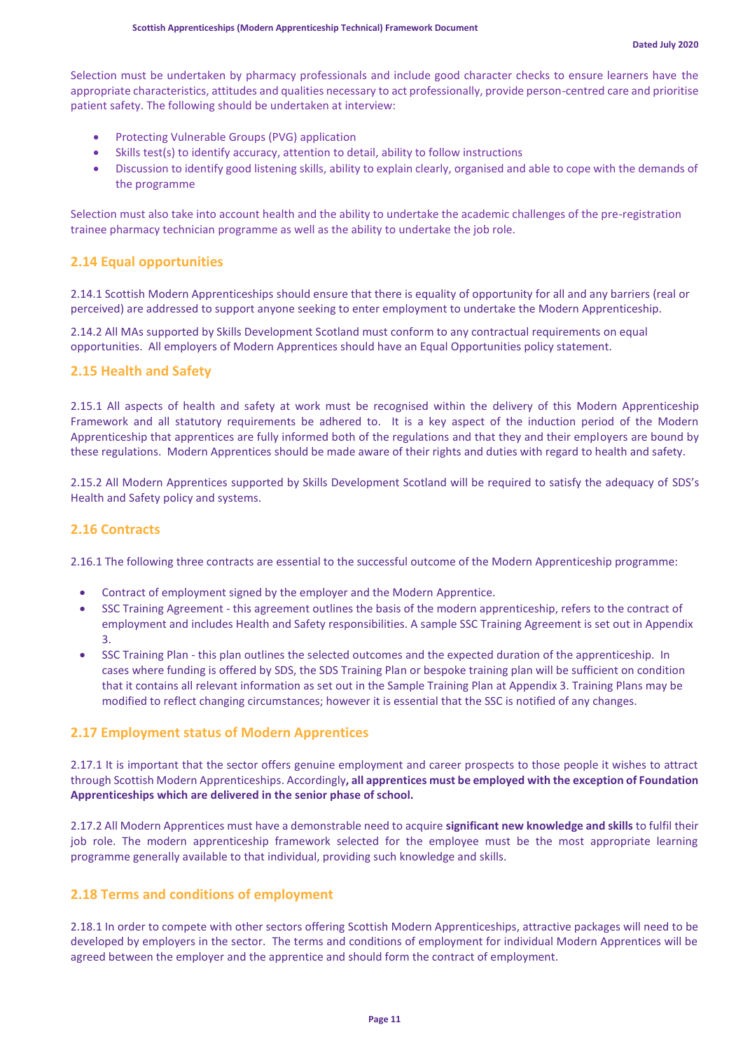Selection must be undertaken by pharmacy professionals and include good character checks to ensure learners have the appropriate characteristics, attitudes and qualities necessary to act professionally, provide person-centred care and prioritise patient safety. The following should be undertaken at interview:

- Protecting Vulnerable Groups (PVG) application
- Skills test(s) to identify accuracy, attention to detail, ability to follow instructions
- Discussion to identify good listening skills, ability to explain clearly, organised and able to cope with the demands of the programme

Selection must also take into account health and the ability to undertake the academic challenges of the pre-registration trainee pharmacy technician programme as well as the ability to undertake the job role.

## 2.14 Equal opportunities

2.14.1 Scottish Modern Apprenticeships should ensure that there is equality of opportunity for all and any barriers (real or perceived) are addressed to support anyone seeking to enter employment to undertake the Modern Apprenticeship.

2.14.2 All MAs supported by Skills Development Scotland must conform to any contractual requirements on equal opportunities. All employers of Modern Apprentices should have an Equal Opportunities policy statement.

## 2.15 Health and Safety

2.15.1 All aspects of health and safety at work must be recognised within the delivery of this Modern Apprenticeship Framework and all statutory requirements be adhered to. It is a key aspect of the induction period of the Modern Apprenticeship that apprentices are fully informed both of the regulations and that they and their employers are bound by these regulations. Modern Apprentices should be made aware of their rights and duties with regard to health and safety.

2.15.2 All Modern Apprentices supported by Skills Development Scotland will be required to satisfy the adequacy of SDS's Health and Safety policy and systems.

## 2.16 Contracts

2.16.1 The following three contracts are essential to the successful outcome of the Modern Apprenticeship programme:

- Contract of employment signed by the employer and the Modern Apprentice.
- SSC Training Agreement - this agreement outlines the basis of the modern apprenticeship, refers to the contract of employment and includes Health and Safety responsibilities. A sample SSC Training Agreement is set out in Appendix 3.
- SSC Training Plan - this plan outlines the selected outcomes and the expected duration of the apprenticeship. In cases where funding is offered by SDS, the SDS Training Plan or bespoke training plan will be sufficient on condition that it contains all relevant information as set out in the Sample Training Plan at Appendix 3. Training Plans may be modified to reflect changing circumstances; however it is essential that the SSC is notified of any changes.

## 2.17 Employment status of Modern Apprentices

2.17.1 It is important that the sector offers genuine employment and career prospects to those people it wishes to attract through Scottish Modern Apprenticeships. Accordingly**, all apprentices must be employed with the exception of Foundation Apprenticeships which are delivered in the senior phase of school.**

2.17.2 All Modern Apprentices must have a demonstrable need to acquire **significant new knowledge and skills** to fulfil their job role. The modern apprenticeship framework selected for the employee must be the most appropriate learning programme generally available to that individual, providing such knowledge and skills.

## 2.18 Terms and conditions of employment

2.18.1 In order to compete with other sectors offering Scottish Modern Apprenticeships, attractive packages will need to be developed by employers in the sector. The terms and conditions of employment for individual Modern Apprentices will be agreed between the employer and the apprentice and should form the contract of employment.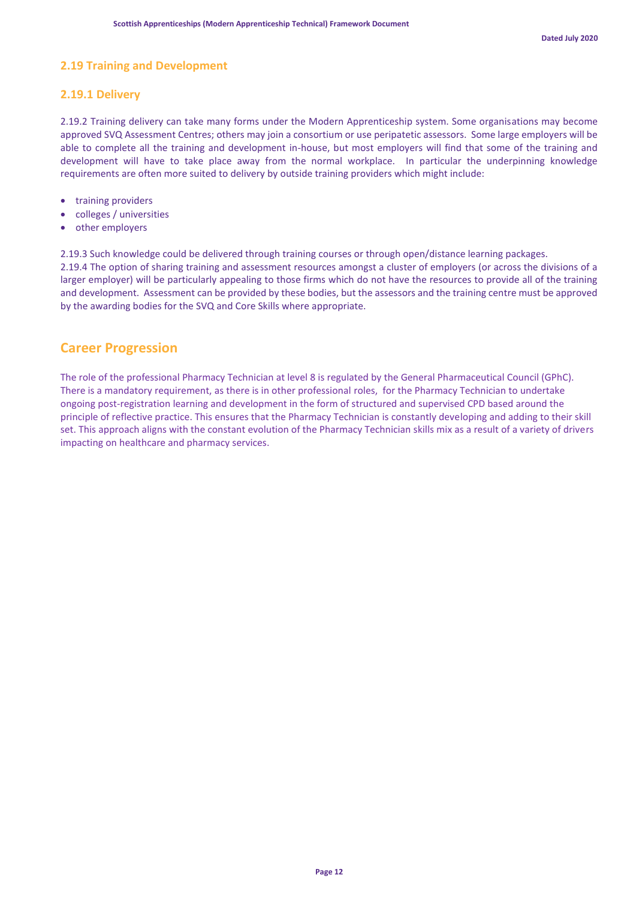## 2.19 Training and Development

### 2.19.1 Delivery

2.19.2 Training delivery can take many forms under the Modern Apprenticeship system. Some organisations may become approved SVQ Assessment Centres; others may join a consortium or use peripatetic assessors. Some large employers will be able to complete all the training and development in-house, but most employers will find that some of the training and development will have to take place away from the normal workplace. In particular the underpinning knowledge requirements are often more suited to delivery by outside training providers which might include:

- training providers
- colleges / universities
- other employers

2.19.3 Such knowledge could be delivered through training courses or through open/distance learning packages.
2.19.4 The option of sharing training and assessment resources amongst a cluster of employers (or across the divisions of a larger employer) will be particularly appealing to those firms which do not have the resources to provide all of the training and development. Assessment can be provided by these bodies, but the assessors and the training centre must be approved by the awarding bodies for the SVQ and Core Skills where appropriate.

## Career Progression

The role of the professional Pharmacy Technician at level 8 is regulated by the General Pharmaceutical Council (GPhC). There is a mandatory requirement, as there is in other professional roles, for the Pharmacy Technician to undertake ongoing post-registration learning and development in the form of structured and supervised CPD based around the principle of reflective practice. This ensures that the Pharmacy Technician is constantly developing and adding to their skill set. This approach aligns with the constant evolution of the Pharmacy Technician skills mix as a result of a variety of drivers impacting on healthcare and pharmacy services.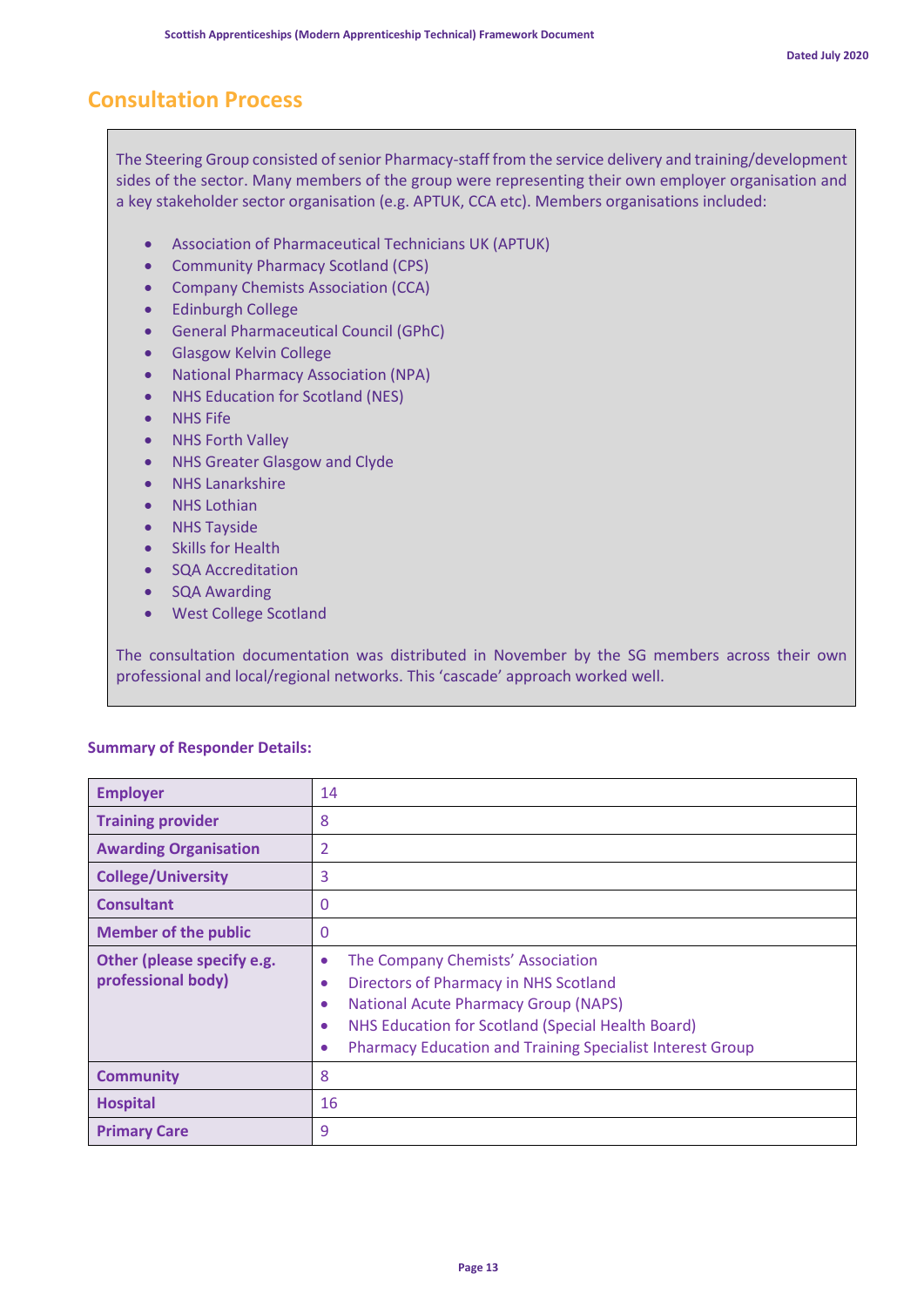## Consultation Process

The Steering Group consisted of senior Pharmacy-staff from the service delivery and training/development sides of the sector. Many members of the group were representing their own employer organisation and a key stakeholder sector organisation (e.g. APTUK, CCA etc). Members organisations included:

- Association of Pharmaceutical Technicians UK (APTUK)
- Community Pharmacy Scotland (CPS)
- Company Chemists Association (CCA)
- Edinburgh College
- General Pharmaceutical Council (GPhC)
- Glasgow Kelvin College
- National Pharmacy Association (NPA)
- NHS Education for Scotland (NES)
- NHS Fife
- NHS Forth Valley
- NHS Greater Glasgow and Clyde
- NHS Lanarkshire
- NHS Lothian
- NHS Tayside
- Skills for Health
- SQA Accreditation
- SQA Awarding
- West College Scotland

The consultation documentation was distributed in November by the SG members across their own professional and local/regional networks. This 'cascade' approach worked well.

**Summary of Responder Details:**

| | |
|---|---|
| **Employer** | 14 |
| **Training provider** | 8 |
| **Awarding Organisation** | 2 |
| **College/University** | 3 |
| **Consultant** | 0 |
| **Member of the public** | 0 |
| **Other (please specify e.g. professional body)** | • The Company Chemists' Association<br>• Directors of Pharmacy in NHS Scotland<br>• National Acute Pharmacy Group (NAPS)<br>• NHS Education for Scotland (Special Health Board)<br>• Pharmacy Education and Training Specialist Interest Group |
| **Community** | 8 |
| **Hospital** | 16 |
| **Primary Care** | 9 |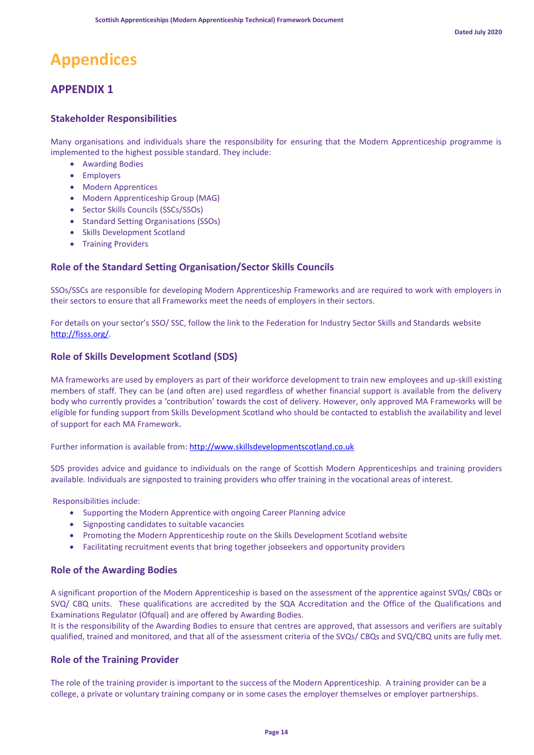# Appendices

## APPENDIX 1

### Stakeholder Responsibilities

Many organisations and individuals share the responsibility for ensuring that the Modern Apprenticeship programme is implemented to the highest possible standard. They include:

- Awarding Bodies
- Employers
- Modern Apprentices
- Modern Apprenticeship Group (MAG)
- Sector Skills Councils (SSCs/SSOs)
- Standard Setting Organisations (SSOs)
- Skills Development Scotland
- Training Providers

### Role of the Standard Setting Organisation/Sector Skills Councils

SSOs/SSCs are responsible for developing Modern Apprenticeship Frameworks and are required to work with employers in their sectors to ensure that all Frameworks meet the needs of employers in their sectors.

For details on your sector's SSO/ SSC, follow the link to the Federation for Industry Sector Skills and Standards website http://fisss.org/.

### Role of Skills Development Scotland (SDS)

MA frameworks are used by employers as part of their workforce development to train new employees and up-skill existing members of staff. They can be (and often are) used regardless of whether financial support is available from the delivery body who currently provides a 'contribution' towards the cost of delivery. However, only approved MA Frameworks will be eligible for funding support from Skills Development Scotland who should be contacted to establish the availability and level of support for each MA Framework.

Further information is available from: http://www.skillsdevelopmentscotland.co.uk

SDS provides advice and guidance to individuals on the range of Scottish Modern Apprenticeships and training providers available. Individuals are signposted to training providers who offer training in the vocational areas of interest.

Responsibilities include:

- Supporting the Modern Apprentice with ongoing Career Planning advice
- Signposting candidates to suitable vacancies
- Promoting the Modern Apprenticeship route on the Skills Development Scotland website
- Facilitating recruitment events that bring together jobseekers and opportunity providers

### Role of the Awarding Bodies

A significant proportion of the Modern Apprenticeship is based on the assessment of the apprentice against SVQs/ CBQs or SVQ/ CBQ units. These qualifications are accredited by the SQA Accreditation and the Office of the Qualifications and Examinations Regulator (Ofqual) and are offered by Awarding Bodies.

It is the responsibility of the Awarding Bodies to ensure that centres are approved, that assessors and verifiers are suitably qualified, trained and monitored, and that all of the assessment criteria of the SVQs/ CBQs and SVQ/CBQ units are fully met.

### Role of the Training Provider

The role of the training provider is important to the success of the Modern Apprenticeship. A training provider can be a college, a private or voluntary training company or in some cases the employer themselves or employer partnerships.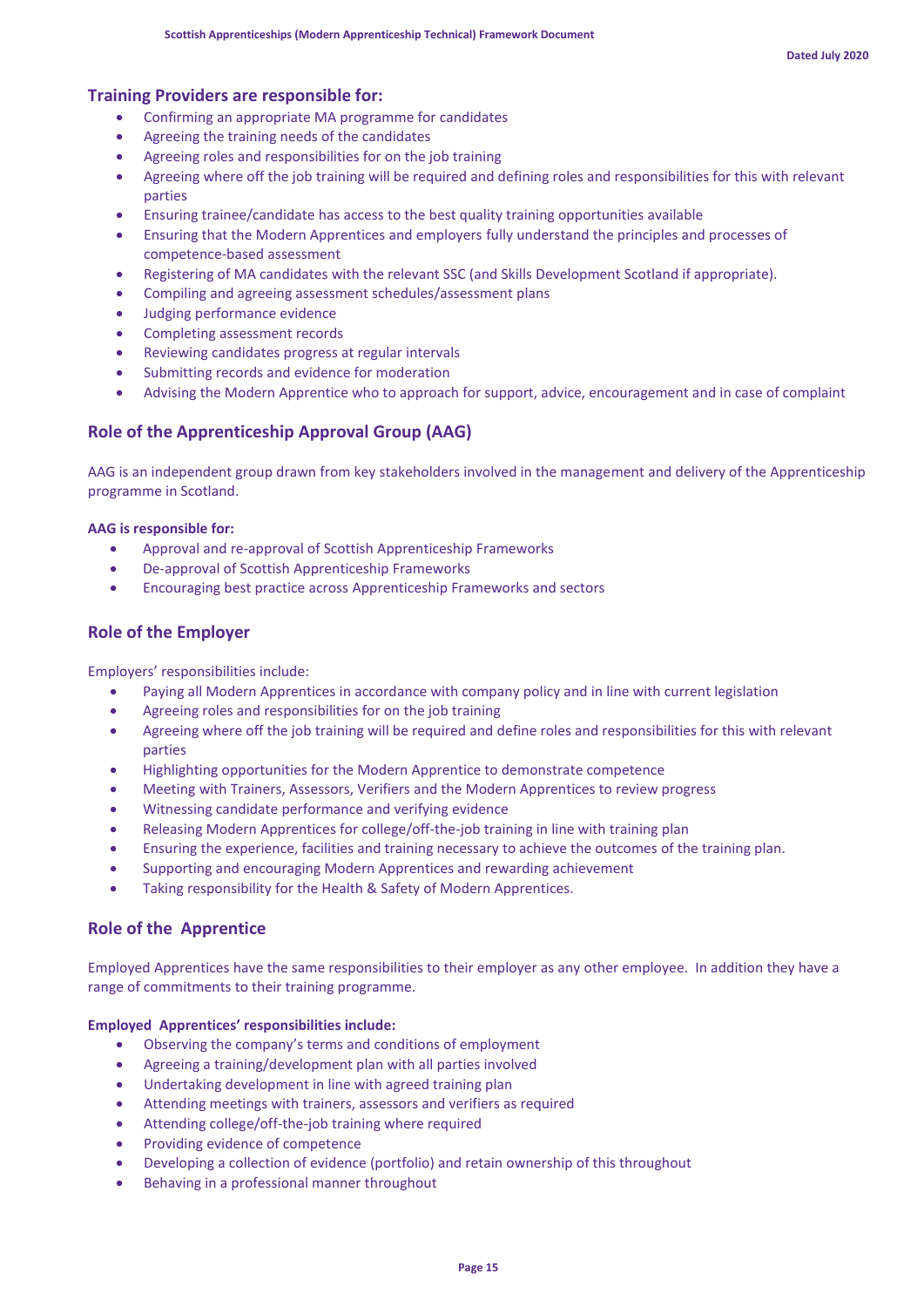## Training Providers are responsible for:

- Confirming an appropriate MA programme for candidates
- Agreeing the training needs of the candidates
- Agreeing roles and responsibilities for on the job training
- Agreeing where off the job training will be required and defining roles and responsibilities for this with relevant parties
- Ensuring trainee/candidate has access to the best quality training opportunities available
- Ensuring that the Modern Apprentices and employers fully understand the principles and processes of competence-based assessment
- Registering of MA candidates with the relevant SSC (and Skills Development Scotland if appropriate).
- Compiling and agreeing assessment schedules/assessment plans
- Judging performance evidence
- Completing assessment records
- Reviewing candidates progress at regular intervals
- Submitting records and evidence for moderation
- Advising the Modern Apprentice who to approach for support, advice, encouragement and in case of complaint

## Role of the Apprenticeship Approval Group (AAG)

AAG is an independent group drawn from key stakeholders involved in the management and delivery of the Apprenticeship programme in Scotland.

**AAG is responsible for:**

- Approval and re-approval of Scottish Apprenticeship Frameworks
- De-approval of Scottish Apprenticeship Frameworks
- Encouraging best practice across Apprenticeship Frameworks and sectors

## Role of the Employer

Employers' responsibilities include:

- Paying all Modern Apprentices in accordance with company policy and in line with current legislation
- Agreeing roles and responsibilities for on the job training
- Agreeing where off the job training will be required and define roles and responsibilities for this with relevant parties
- Highlighting opportunities for the Modern Apprentice to demonstrate competence
- Meeting with Trainers, Assessors, Verifiers and the Modern Apprentices to review progress
- Witnessing candidate performance and verifying evidence
- Releasing Modern Apprentices for college/off-the-job training in line with training plan
- Ensuring the experience, facilities and training necessary to achieve the outcomes of the training plan.
- Supporting and encouraging Modern Apprentices and rewarding achievement
- Taking responsibility for the Health & Safety of Modern Apprentices.

## Role of the Apprentice

Employed Apprentices have the same responsibilities to their employer as any other employee. In addition they have a range of commitments to their training programme.

**Employed Apprentices' responsibilities include:**

- Observing the company's terms and conditions of employment
- Agreeing a training/development plan with all parties involved
- Undertaking development in line with agreed training plan
- Attending meetings with trainers, assessors and verifiers as required
- Attending college/off-the-job training where required
- Providing evidence of competence
- Developing a collection of evidence (portfolio) and retain ownership of this throughout
- Behaving in a professional manner throughout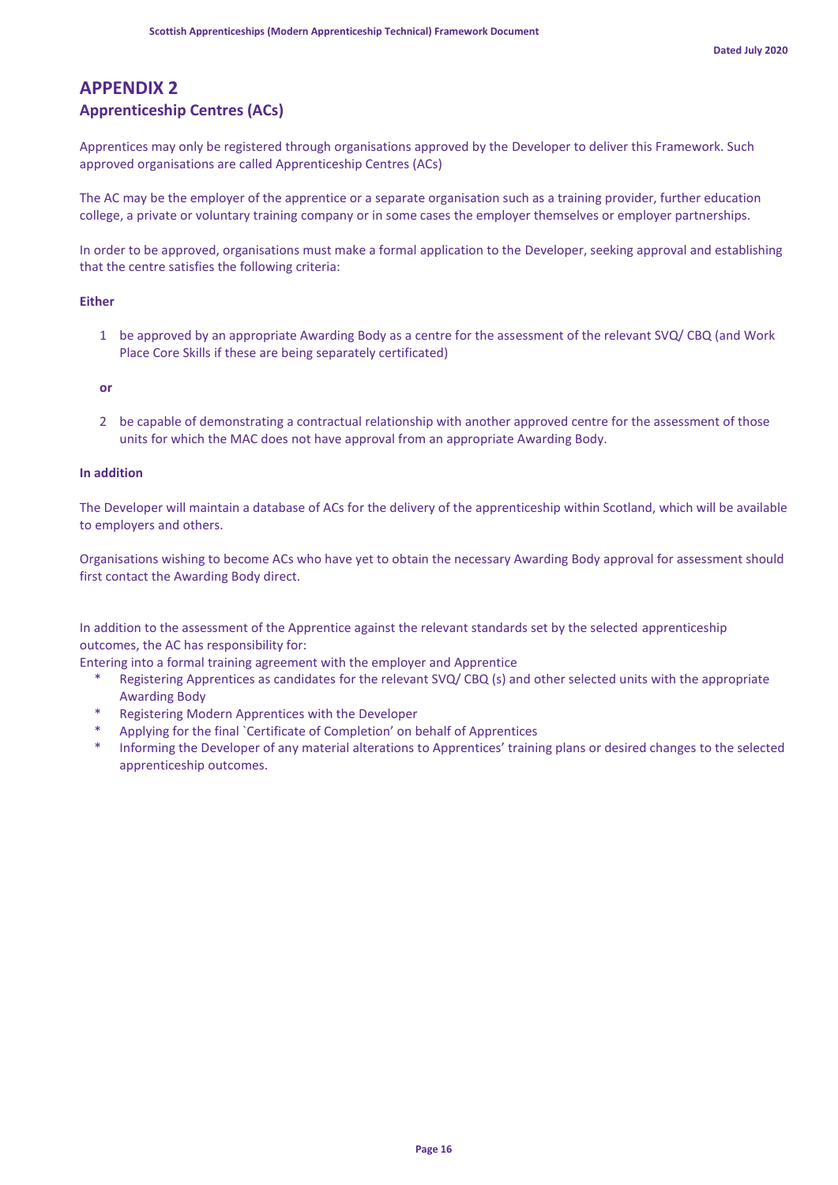# APPENDIX 2

## Apprenticeship Centres (ACs)

Apprentices may only be registered through organisations approved by the Developer to deliver this Framework. Such approved organisations are called Apprenticeship Centres (ACs)

The AC may be the employer of the apprentice or a separate organisation such as a training provider, further education college, a private or voluntary training company or in some cases the employer themselves or employer partnerships.

In order to be approved, organisations must make a formal application to the Developer, seeking approval and establishing that the centre satisfies the following criteria:

**Either**

1. be approved by an appropriate Awarding Body as a centre for the assessment of the relevant SVQ/ CBQ (and Work Place Core Skills if these are being separately certificated)

**or**

2. be capable of demonstrating a contractual relationship with another approved centre for the assessment of those units for which the MAC does not have approval from an appropriate Awarding Body.

**In addition**

The Developer will maintain a database of ACs for the delivery of the apprenticeship within Scotland, which will be available to employers and others.

Organisations wishing to become ACs who have yet to obtain the necessary Awarding Body approval for assessment should first contact the Awarding Body direct.

In addition to the assessment of the Apprentice against the relevant standards set by the selected apprenticeship outcomes, the AC has responsibility for:

Entering into a formal training agreement with the employer and Apprentice

* Registering Apprentices as candidates for the relevant SVQ/ CBQ (s) and other selected units with the appropriate Awarding Body
* Registering Modern Apprentices with the Developer
* Applying for the final `Certificate of Completion' on behalf of Apprentices
* Informing the Developer of any material alterations to Apprentices' training plans or desired changes to the selected apprenticeship outcomes.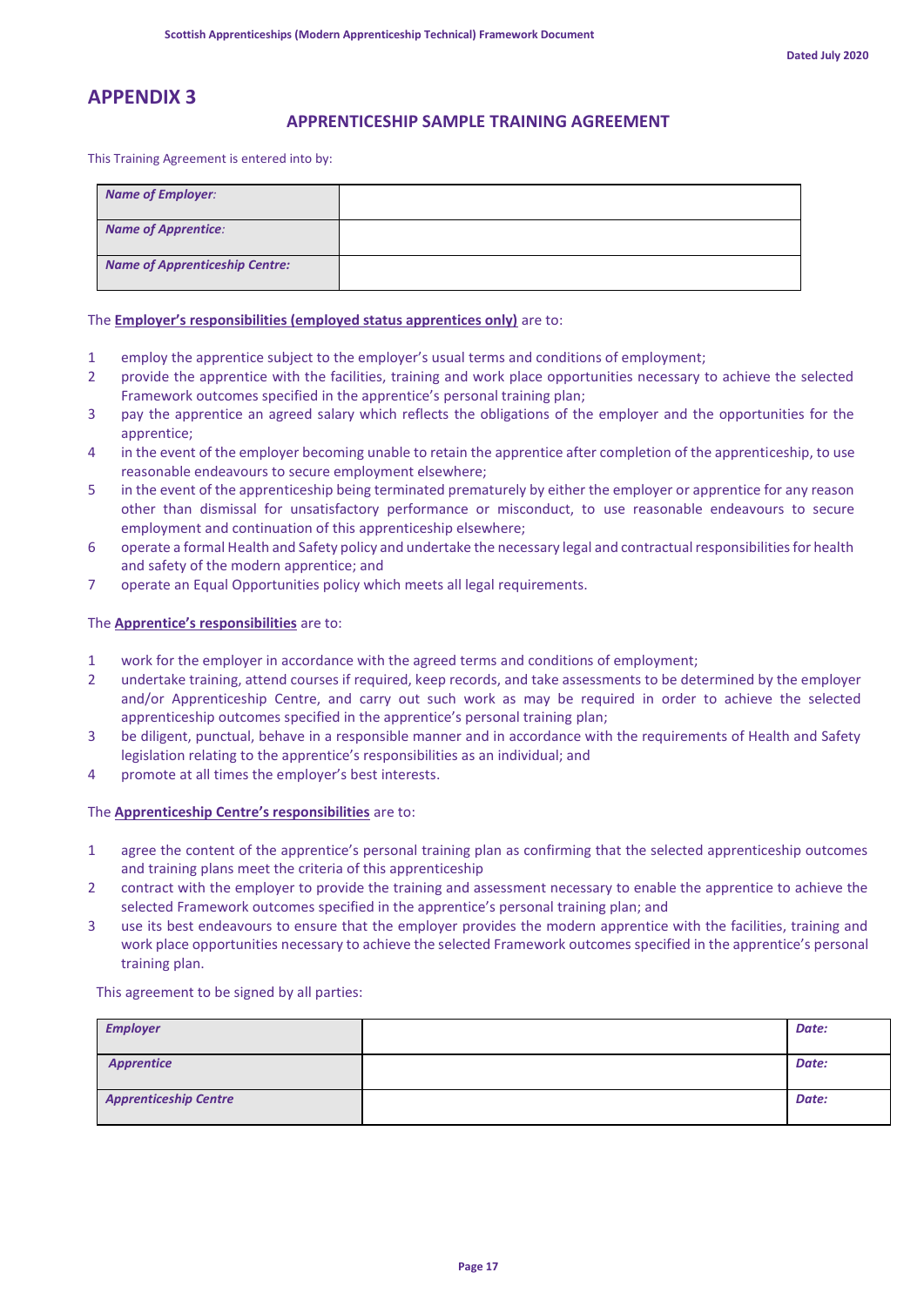# APPENDIX 3

## APPRENTICESHIP SAMPLE TRAINING AGREEMENT

This Training Agreement is entered into by:

| | |
|---|---|
| ***Name of Employer:*** | |
| ***Name of Apprentice:*** | |
| ***Name of Apprenticeship Centre:*** | |

The **Employer's responsibilities (employed status apprentices only)** are to:

1. employ the apprentice subject to the employer's usual terms and conditions of employment;
2. provide the apprentice with the facilities, training and work place opportunities necessary to achieve the selected Framework outcomes specified in the apprentice's personal training plan;
3. pay the apprentice an agreed salary which reflects the obligations of the employer and the opportunities for the apprentice;
4. in the event of the employer becoming unable to retain the apprentice after completion of the apprenticeship, to use reasonable endeavours to secure employment elsewhere;
5. in the event of the apprenticeship being terminated prematurely by either the employer or apprentice for any reason other than dismissal for unsatisfactory performance or misconduct, to use reasonable endeavours to secure employment and continuation of this apprenticeship elsewhere;
6. operate a formal Health and Safety policy and undertake the necessary legal and contractual responsibilities for health and safety of the modern apprentice; and
7. operate an Equal Opportunities policy which meets all legal requirements.

The **Apprentice's responsibilities** are to:

1. work for the employer in accordance with the agreed terms and conditions of employment;
2. undertake training, attend courses if required, keep records, and take assessments to be determined by the employer and/or Apprenticeship Centre, and carry out such work as may be required in order to achieve the selected apprenticeship outcomes specified in the apprentice's personal training plan;
3. be diligent, punctual, behave in a responsible manner and in accordance with the requirements of Health and Safety legislation relating to the apprentice's responsibilities as an individual; and
4. promote at all times the employer's best interests.

The **Apprenticeship Centre's responsibilities** are to:

1. agree the content of the apprentice's personal training plan as confirming that the selected apprenticeship outcomes and training plans meet the criteria of this apprenticeship
2. contract with the employer to provide the training and assessment necessary to enable the apprentice to achieve the selected Framework outcomes specified in the apprentice's personal training plan; and
3. use its best endeavours to ensure that the employer provides the modern apprentice with the facilities, training and work place opportunities necessary to achieve the selected Framework outcomes specified in the apprentice's personal training plan.

This agreement to be signed by all parties:

| | | |
|---|---|---|
| ***Employer*** | | ***Date:*** |
| ***Apprentice*** | | ***Date:*** |
| ***Apprenticeship Centre*** | | ***Date:*** |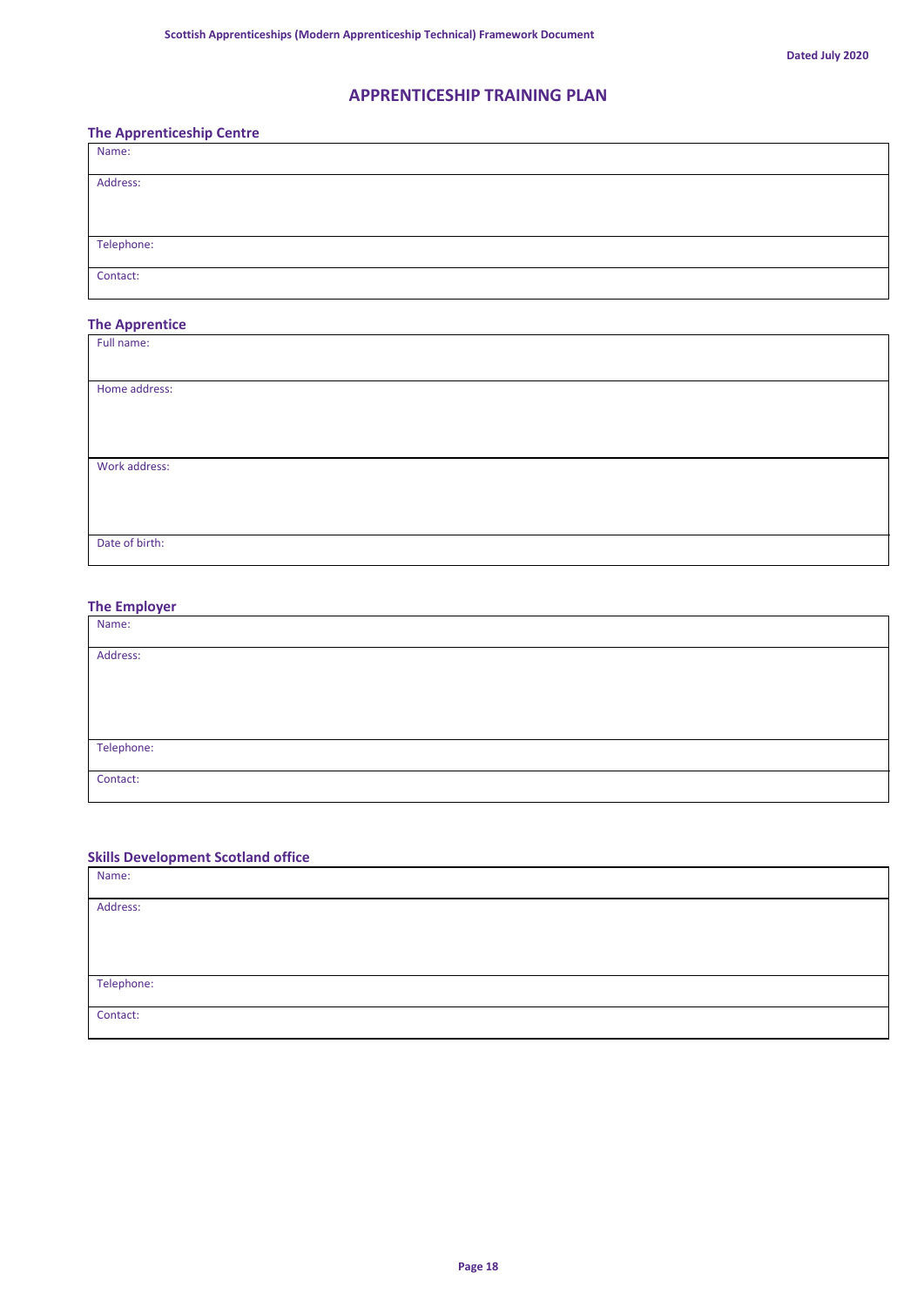# APPRENTICESHIP TRAINING PLAN

### The Apprenticeship Centre

| Name: |
|---|
| Address: |
| Telephone: |
| Contact: |

### The Apprentice

| Full name: |
|---|
| Home address: |
| Work address: |
| Date of birth: |

### The Employer

| Name: |
|---|
| Address: |
| Telephone: |
| Contact: |

### Skills Development Scotland office

| Name: |
|---|
| Address: |
| Telephone: |
| Contact: |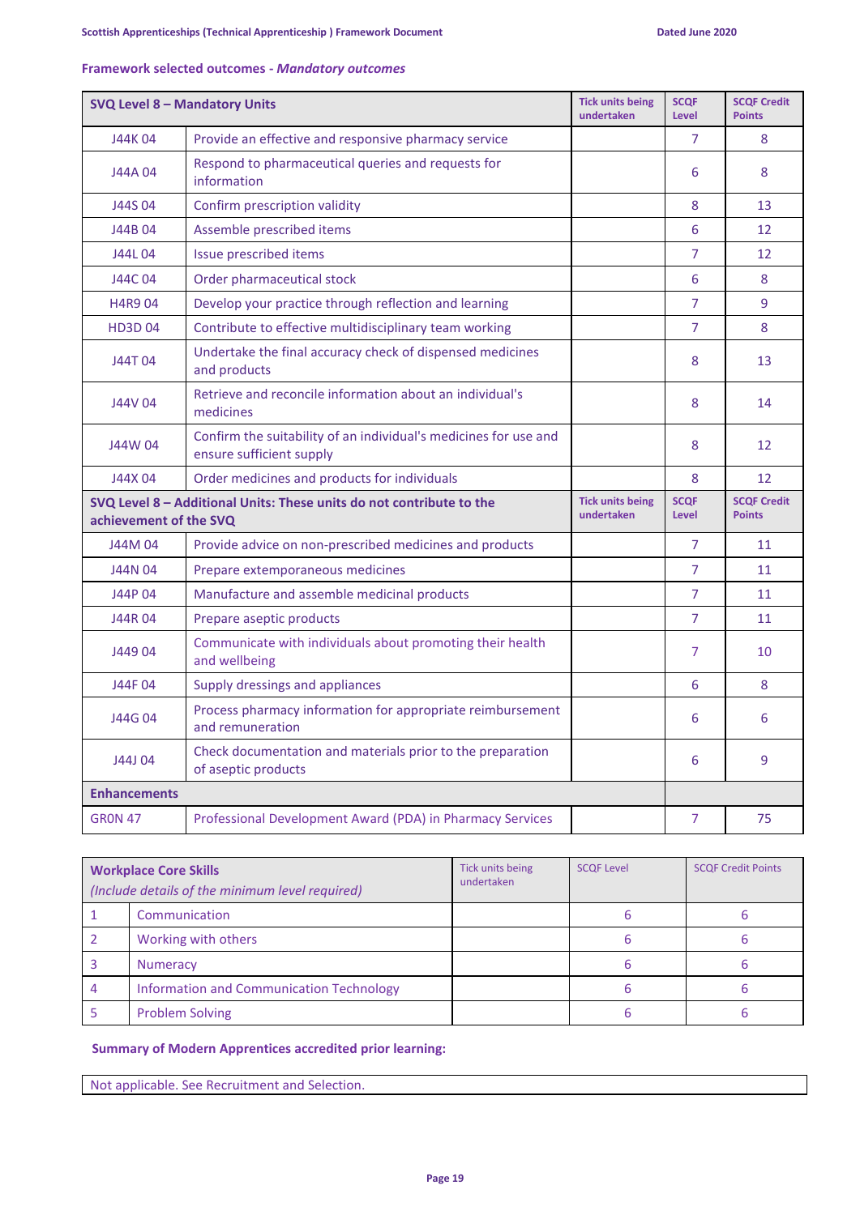### Framework selected outcomes - *Mandatory outcomes*

| SVQ Level 8 – Mandatory Units | | Tick units being undertaken | SCQF Level | SCQF Credit Points |
|---|---|---|---|---|
| J44K 04 | Provide an effective and responsive pharmacy service | | 7 | 8 |
| J44A 04 | Respond to pharmaceutical queries and requests for information | | 6 | 8 |
| J44S 04 | Confirm prescription validity | | 8 | 13 |
| J44B 04 | Assemble prescribed items | | 6 | 12 |
| J44L 04 | Issue prescribed items | | 7 | 12 |
| J44C 04 | Order pharmaceutical stock | | 6 | 8 |
| H4R9 04 | Develop your practice through reflection and learning | | 7 | 9 |
| HD3D 04 | Contribute to effective multidisciplinary team working | | 7 | 8 |
| J44T 04 | Undertake the final accuracy check of dispensed medicines and products | | 8 | 13 |
| J44V 04 | Retrieve and reconcile information about an individual's medicines | | 8 | 14 |
| J44W 04 | Confirm the suitability of an individual's medicines for use and ensure sufficient supply | | 8 | 12 |
| J44X 04 | Order medicines and products for individuals | | 8 | 12 |
| **SVQ Level 8 – Additional Units: These units do not contribute to the achievement of the SVQ** | | **Tick units being undertaken** | **SCQF Level** | **SCQF Credit Points** |
| J44M 04 | Provide advice on non-prescribed medicines and products | | 7 | 11 |
| J44N 04 | Prepare extemporaneous medicines | | 7 | 11 |
| J44P 04 | Manufacture and assemble medicinal products | | 7 | 11 |
| J44R 04 | Prepare aseptic products | | 7 | 11 |
| J449 04 | Communicate with individuals about promoting their health and wellbeing | | 7 | 10 |
| J44F 04 | Supply dressings and appliances | | 6 | 8 |
| J44G 04 | Process pharmacy information for appropriate reimbursement and remuneration | | 6 | 6 |
| J44J 04 | Check documentation and materials prior to the preparation of aseptic products | | 6 | 9 |
| **Enhancements** | | | | |
| GR0N 47 | Professional Development Award (PDA) in Pharmacy Services | | 7 | 75 |

| **Workplace Core Skills** *(Include details of the minimum level required)* | | Tick units being undertaken | SCQF Level | SCQF Credit Points |
|---|---|---|---|---|
| 1 | Communication | | 6 | 6 |
| 2 | Working with others | | 6 | 6 |
| 3 | Numeracy | | 6 | 6 |
| 4 | Information and Communication Technology | | 6 | 6 |
| 5 | Problem Solving | | 6 | 6 |

**Summary of Modern Apprentices accredited prior learning:**

Not applicable. See Recruitment and Selection.